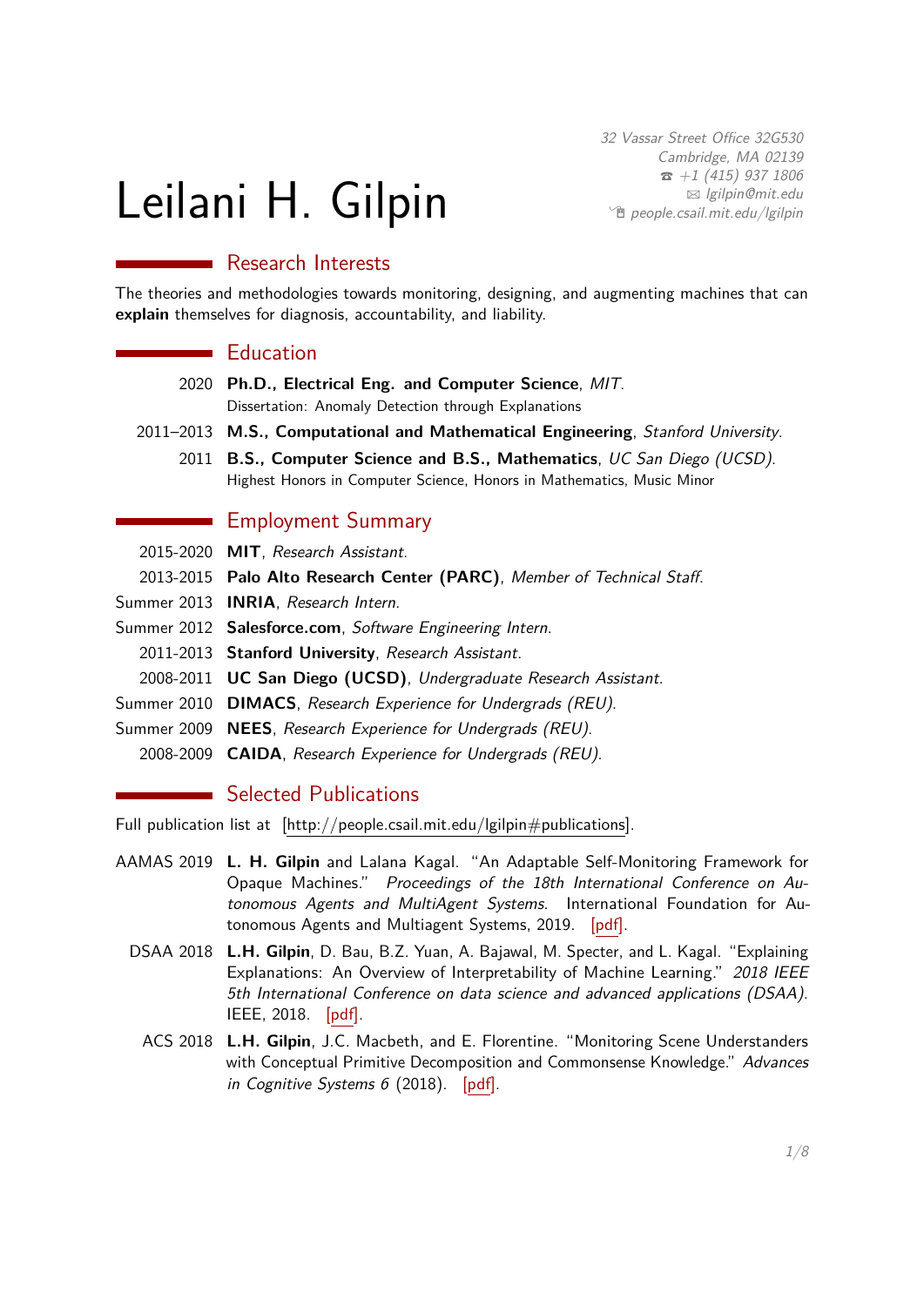# Leilani H. Gilpin

*32 Vassar Street Office 32G530*
*Cambridge, MA 02139*
*+1 (415) 937 1806*
*lgilpin@mit.edu*
*people.csail.mit.edu/lgilpin*

## Research Interests

The theories and methodologies towards monitoring, designing, and augmenting machines that can **explain** themselves for diagnosis, accountability, and liability.

## Education

2020 **Ph.D., Electrical Eng. and Computer Science**, *MIT*.
Dissertation: Anomaly Detection through Explanations

2011–2013 **M.S., Computational and Mathematical Engineering**, *Stanford University*.

2011 **B.S., Computer Science and B.S., Mathematics**, *UC San Diego (UCSD)*.
Highest Honors in Computer Science, Honors in Mathematics, Music Minor

## Employment Summary

2015-2020 **MIT**, *Research Assistant*.

2013-2015 **Palo Alto Research Center (PARC)**, *Member of Technical Staff*.

Summer 2013 **INRIA**, *Research Intern*.

Summer 2012 **Salesforce.com**, *Software Engineering Intern*.

2011-2013 **Stanford University**, *Research Assistant*.

2008-2011 **UC San Diego (UCSD)**, *Undergraduate Research Assistant*.

Summer 2010 **DIMACS**, *Research Experience for Undergrads (REU)*.

Summer 2009 **NEES**, *Research Experience for Undergrads (REU)*.

2008-2009 **CAIDA**, *Research Experience for Undergrads (REU)*.

## Selected Publications

Full publication list at [http://people.csail.mit.edu/lgilpin#publications].

AAMAS 2019 **L. H. Gilpin** and Lalana Kagal. "An Adaptable Self-Monitoring Framework for Opaque Machines." *Proceedings of the 18th International Conference on Autonomous Agents and MultiAgent Systems*. International Foundation for Autonomous Agents and Multiagent Systems, 2019. [pdf].

DSAA 2018 **L.H. Gilpin**, D. Bau, B.Z. Yuan, A. Bajawal, M. Specter, and L. Kagal. "Explaining Explanations: An Overview of Interpretability of Machine Learning." *2018 IEEE 5th International Conference on data science and advanced applications (DSAA)*. IEEE, 2018. [pdf].

ACS 2018 **L.H. Gilpin**, J.C. Macbeth, and E. Florentine. "Monitoring Scene Understanders with Conceptual Primitive Decomposition and Commonsense Knowledge." *Advances in Cognitive Systems 6* (2018). [pdf].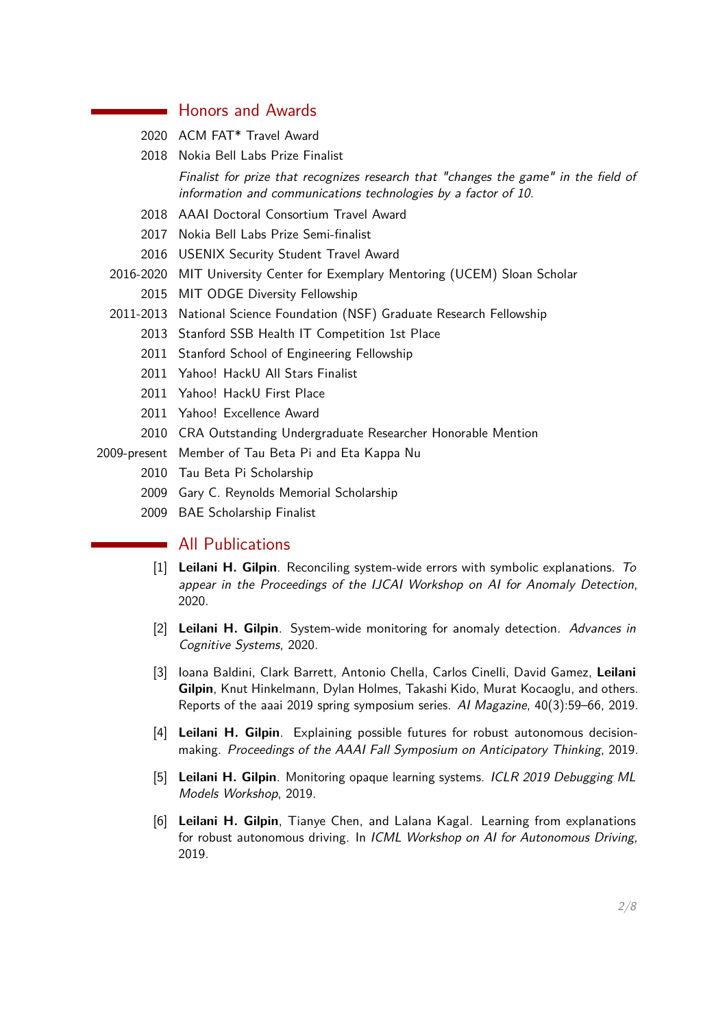## Honors and Awards

2020 ACM FAT* Travel Award

2018 Nokia Bell Labs Prize Finalist

*Finalist for prize that recognizes research that "changes the game" in the field of information and communications technologies by a factor of 10.*

2018 AAAI Doctoral Consortium Travel Award

2017 Nokia Bell Labs Prize Semi-finalist

2016 USENIX Security Student Travel Award

2016-2020 MIT University Center for Exemplary Mentoring (UCEM) Sloan Scholar

2015 MIT ODGE Diversity Fellowship

2011-2013 National Science Foundation (NSF) Graduate Research Fellowship

2013 Stanford SSB Health IT Competition 1st Place

2011 Stanford School of Engineering Fellowship

2011 Yahoo! HackU All Stars Finalist

2011 Yahoo! HackU First Place

2011 Yahoo! Excellence Award

2010 CRA Outstanding Undergraduate Researcher Honorable Mention

2009-present Member of Tau Beta Pi and Eta Kappa Nu

2010 Tau Beta Pi Scholarship

2009 Gary C. Reynolds Memorial Scholarship

2009 BAE Scholarship Finalist

## All Publications

[1] **Leilani H. Gilpin**. Reconciling system-wide errors with symbolic explanations. *To appear in the Proceedings of the IJCAI Workshop on AI for Anomaly Detection*, 2020.

[2] **Leilani H. Gilpin**. System-wide monitoring for anomaly detection. *Advances in Cognitive Systems*, 2020.

[3] Ioana Baldini, Clark Barrett, Antonio Chella, Carlos Cinelli, David Gamez, **Leilani Gilpin**, Knut Hinkelmann, Dylan Holmes, Takashi Kido, Murat Kocaoglu, and others. Reports of the aaai 2019 spring symposium series. *AI Magazine*, 40(3):59–66, 2019.

[4] **Leilani H. Gilpin**. Explaining possible futures for robust autonomous decision-making. *Proceedings of the AAAI Fall Symposium on Anticipatory Thinking*, 2019.

[5] **Leilani H. Gilpin**. Monitoring opaque learning systems. *ICLR 2019 Debugging ML Models Workshop*, 2019.

[6] **Leilani H. Gilpin**, Tianye Chen, and Lalana Kagal. Learning from explanations for robust autonomous driving. In *ICML Workshop on AI for Autonomous Driving*, 2019.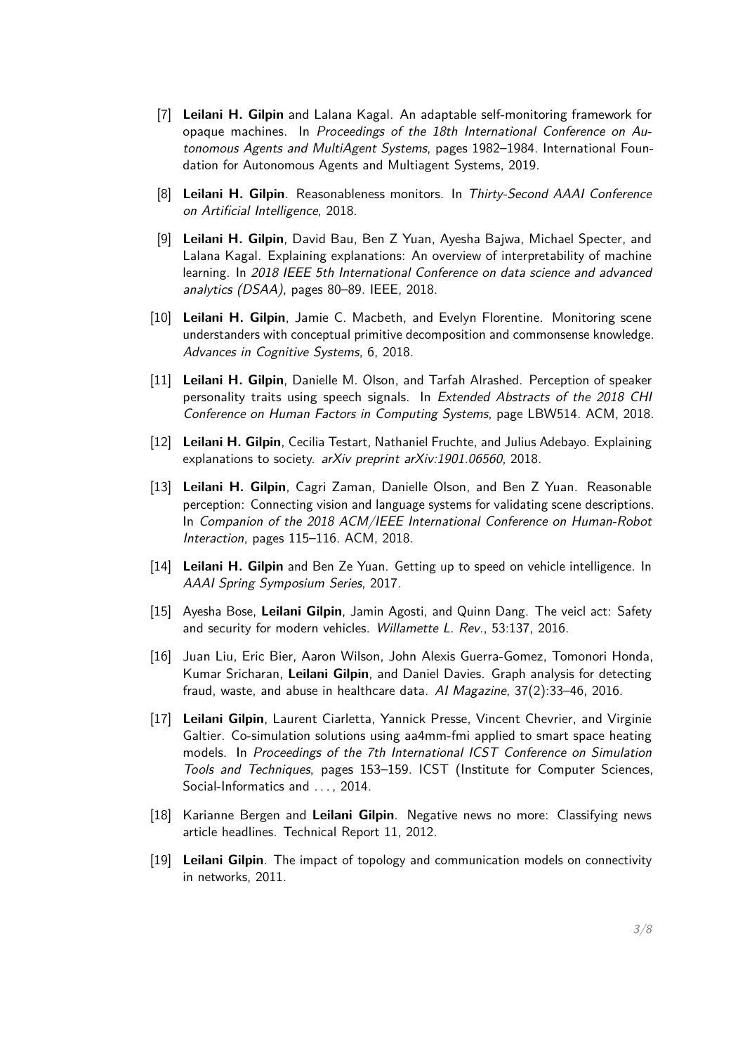[7] **Leilani H. Gilpin** and Lalana Kagal. An adaptable self-monitoring framework for opaque machines. In *Proceedings of the 18th International Conference on Autonomous Agents and MultiAgent Systems*, pages 1982–1984. International Foundation for Autonomous Agents and Multiagent Systems, 2019.

[8] **Leilani H. Gilpin**. Reasonableness monitors. In *Thirty-Second AAAI Conference on Artificial Intelligence*, 2018.

[9] **Leilani H. Gilpin**, David Bau, Ben Z Yuan, Ayesha Bajwa, Michael Specter, and Lalana Kagal. Explaining explanations: An overview of interpretability of machine learning. In *2018 IEEE 5th International Conference on data science and advanced analytics (DSAA)*, pages 80–89. IEEE, 2018.

[10] **Leilani H. Gilpin**, Jamie C. Macbeth, and Evelyn Florentine. Monitoring scene understanders with conceptual primitive decomposition and commonsense knowledge. *Advances in Cognitive Systems*, 6, 2018.

[11] **Leilani H. Gilpin**, Danielle M. Olson, and Tarfah Alrashed. Perception of speaker personality traits using speech signals. In *Extended Abstracts of the 2018 CHI Conference on Human Factors in Computing Systems*, page LBW514. ACM, 2018.

[12] **Leilani H. Gilpin**, Cecilia Testart, Nathaniel Fruchte, and Julius Adebayo. Explaining explanations to society. *arXiv preprint arXiv:1901.06560*, 2018.

[13] **Leilani H. Gilpin**, Cagri Zaman, Danielle Olson, and Ben Z Yuan. Reasonable perception: Connecting vision and language systems for validating scene descriptions. In *Companion of the 2018 ACM/IEEE International Conference on Human-Robot Interaction*, pages 115–116. ACM, 2018.

[14] **Leilani H. Gilpin** and Ben Ze Yuan. Getting up to speed on vehicle intelligence. In *AAAI Spring Symposium Series*, 2017.

[15] Ayesha Bose, **Leilani Gilpin**, Jamin Agosti, and Quinn Dang. The veicl act: Safety and security for modern vehicles. *Willamette L. Rev.*, 53:137, 2016.

[16] Juan Liu, Eric Bier, Aaron Wilson, John Alexis Guerra-Gomez, Tomonori Honda, Kumar Sricharan, **Leilani Gilpin**, and Daniel Davies. Graph analysis for detecting fraud, waste, and abuse in healthcare data. *AI Magazine*, 37(2):33–46, 2016.

[17] **Leilani Gilpin**, Laurent Ciarletta, Yannick Presse, Vincent Chevrier, and Virginie Galtier. Co-simulation solutions using aa4mm-fmi applied to smart space heating models. In *Proceedings of the 7th International ICST Conference on Simulation Tools and Techniques*, pages 153–159. ICST (Institute for Computer Sciences, Social-Informatics and ..., 2014.

[18] Karianne Bergen and **Leilani Gilpin**. Negative news no more: Classifying news article headlines. Technical Report 11, 2012.

[19] **Leilani Gilpin**. The impact of topology and communication models on connectivity in networks, 2011.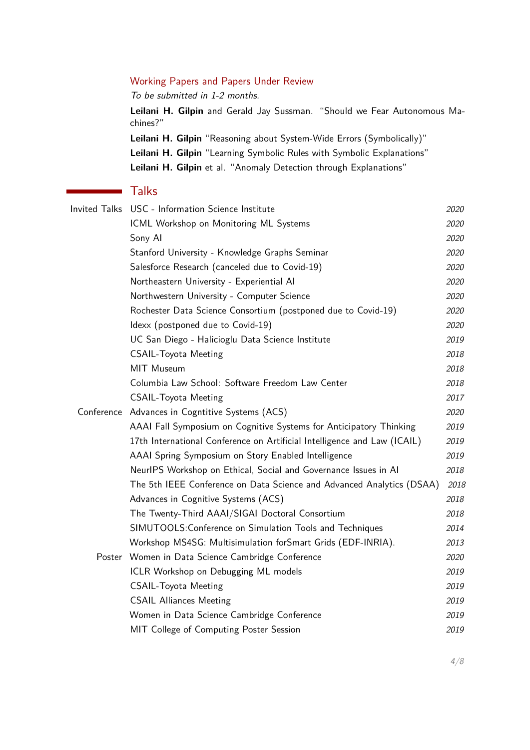### Working Papers and Papers Under Review

*To be submitted in 1-2 months.*

**Leilani H. Gilpin** and Gerald Jay Sussman. "Should we Fear Autonomous Machines?"

**Leilani H. Gilpin** "Reasoning about System-Wide Errors (Symbolically)"

**Leilani H. Gilpin** "Learning Symbolic Rules with Symbolic Explanations"

**Leilani H. Gilpin** et al. "Anomaly Detection through Explanations"

## Talks

| | | |
|---|---|---|
| Invited Talks | USC - Information Science Institute | *2020* |
| | ICML Workshop on Monitoring ML Systems | *2020* |
| | Sony AI | *2020* |
| | Stanford University - Knowledge Graphs Seminar | *2020* |
| | Salesforce Research (canceled due to Covid-19) | *2020* |
| | Northeastern University - Experiential AI | *2020* |
| | Northwestern University - Computer Science | *2020* |
| | Rochester Data Science Consortium (postponed due to Covid-19) | *2020* |
| | Idexx (postponed due to Covid-19) | *2020* |
| | UC San Diego - Halicioglu Data Science Institute | *2019* |
| | CSAIL-Toyota Meeting | *2018* |
| | MIT Museum | *2018* |
| | Columbia Law School: Software Freedom Law Center | *2018* |
| | CSAIL-Toyota Meeting | *2017* |
| Conference | Advances in Cogntitive Systems (ACS) | *2020* |
| | AAAI Fall Symposium on Cognitive Systems for Anticipatory Thinking | *2019* |
| | 17th International Conference on Artificial Intelligence and Law (ICAIL) | *2019* |
| | AAAI Spring Symposium on Story Enabled Intelligence | *2019* |
| | NeurIPS Workshop on Ethical, Social and Governance Issues in AI | *2018* |
| | The 5th IEEE Conference on Data Science and Advanced Analytics (DSAA) | *2018* |
| | Advances in Cognitive Systems (ACS) | *2018* |
| | The Twenty-Third AAAI/SIGAI Doctoral Consortium | *2018* |
| | SIMUTOOLS:Conference on Simulation Tools and Techniques | *2014* |
| | Workshop MS4SG: Multisimulation forSmart Grids (EDF-INRIA). | *2013* |
| Poster | Women in Data Science Cambridge Conference | *2020* |
| | ICLR Workshop on Debugging ML models | *2019* |
| | CSAIL-Toyota Meeting | *2019* |
| | CSAIL Alliances Meeting | *2019* |
| | Women in Data Science Cambridge Conference | *2019* |
| | MIT College of Computing Poster Session | *2019* |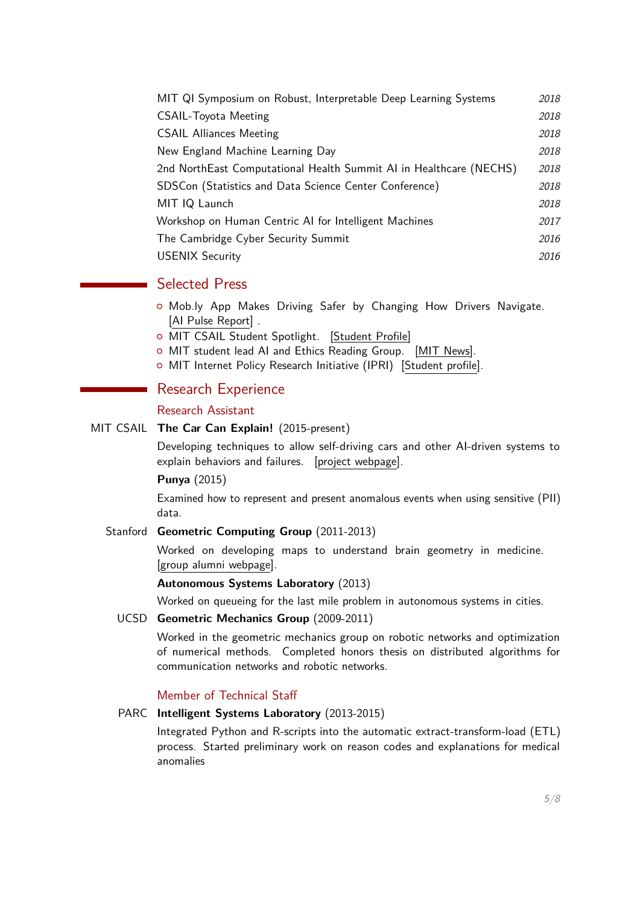| | |
|---|---|
| MIT QI Symposium on Robust, Interpretable Deep Learning Systems | *2018* |
| CSAIL-Toyota Meeting | *2018* |
| CSAIL Alliances Meeting | *2018* |
| New England Machine Learning Day | *2018* |
| 2nd NorthEast Computational Health Summit AI in Healthcare (NECHS) | *2018* |
| SDSCon (Statistics and Data Science Center Conference) | *2018* |
| MIT IQ Launch | *2018* |
| Workshop on Human Centric AI for Intelligent Machines | *2017* |
| The Cambridge Cyber Security Summit | *2016* |
| USENIX Security | *2016* |

## Selected Press

- Mob.ly App Makes Driving Safer by Changing How Drivers Navigate. [AI Pulse Report] .
- MIT CSAIL Student Spotlight. [Student Profile]
- MIT student lead AI and Ethics Reading Group. [MIT News].
- MIT Internet Policy Research Initiative (IPRI) [Student profile].

## Research Experience

### Research Assistant

**MIT CSAIL** — **The Car Can Explain!** (2015-present)

Developing techniques to allow self-driving cars and other AI-driven systems to explain behaviors and failures. [project webpage].

**Punya** (2015)

Examined how to represent and present anomalous events when using sensitive (PII) data.

**Stanford** — **Geometric Computing Group** (2011-2013)

Worked on developing maps to understand brain geometry in medicine. [group alumni webpage].

**Autonomous Systems Laboratory** (2013)

Worked on queueing for the last mile problem in autonomous systems in cities.

**UCSD** — **Geometric Mechanics Group** (2009-2011)

Worked in the geometric mechanics group on robotic networks and optimization of numerical methods. Completed honors thesis on distributed algorithms for communication networks and robotic networks.

### Member of Technical Staff

**PARC** — **Intelligent Systems Laboratory** (2013-2015)

Integrated Python and R-scripts into the automatic extract-transform-load (ETL) process. Started preliminary work on reason codes and explanations for medical anomalies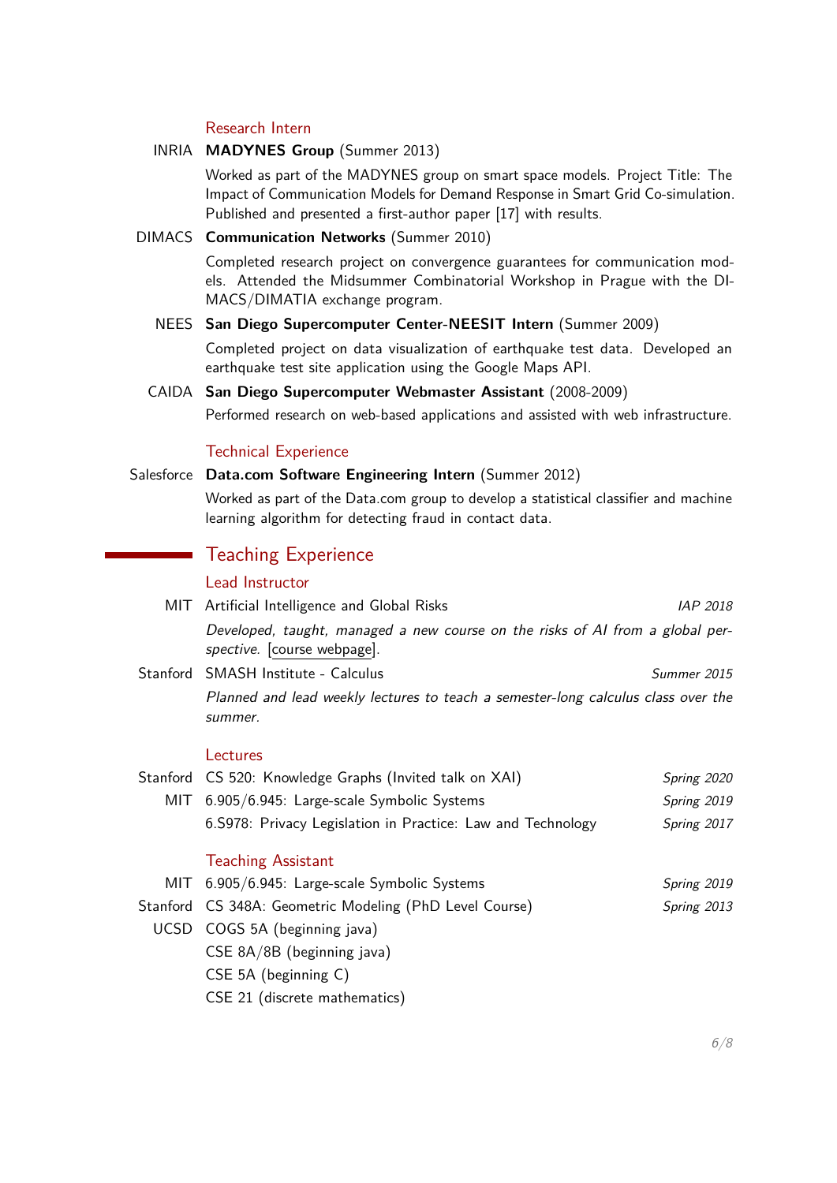### Research Intern

**INRIA** — **MADYNES Group** (Summer 2013)

Worked as part of the MADYNES group on smart space models. Project Title: The Impact of Communication Models for Demand Response in Smart Grid Co-simulation. Published and presented a first-author paper [17] with results.

**DIMACS** — **Communication Networks** (Summer 2010)

Completed research project on convergence guarantees for communication models. Attended the Midsummer Combinatorial Workshop in Prague with the DIMACS/DIMATIA exchange program.

**NEES** — **San Diego Supercomputer Center-NEESIT Intern** (Summer 2009)

Completed project on data visualization of earthquake test data. Developed an earthquake test site application using the Google Maps API.

**CAIDA** — **San Diego Supercomputer Webmaster Assistant** (2008-2009)

Performed research on web-based applications and assisted with web infrastructure.

### Technical Experience

**Salesforce** — **Data.com Software Engineering Intern** (Summer 2012)

Worked as part of the Data.com group to develop a statistical classifier and machine learning algorithm for detecting fraud in contact data.

## Teaching Experience

### Lead Instructor

**MIT** — Artificial Intelligence and Global Risks — *IAP 2018*

*Developed, taught, managed a new course on the risks of AI from a global perspective.* [course webpage].

**Stanford** — SMASH Institute - Calculus — *Summer 2015*

*Planned and lead weekly lectures to teach a semester-long calculus class over the summer.*

### Lectures

| | | |
|---|---|---|
| Stanford | CS 520: Knowledge Graphs (Invited talk on XAI) | *Spring 2020* |
| MIT | 6.905/6.945: Large-scale Symbolic Systems | *Spring 2019* |
| | 6.S978: Privacy Legislation in Practice: Law and Technology | *Spring 2017* |

### Teaching Assistant

| | | |
|---|---|---|
| MIT | 6.905/6.945: Large-scale Symbolic Systems | *Spring 2019* |
| Stanford | CS 348A: Geometric Modeling (PhD Level Course) | *Spring 2013* |
| UCSD | COGS 5A (beginning java) | |
| | CSE 8A/8B (beginning java) | |
| | CSE 5A (beginning C) | |
| | CSE 21 (discrete mathematics) | |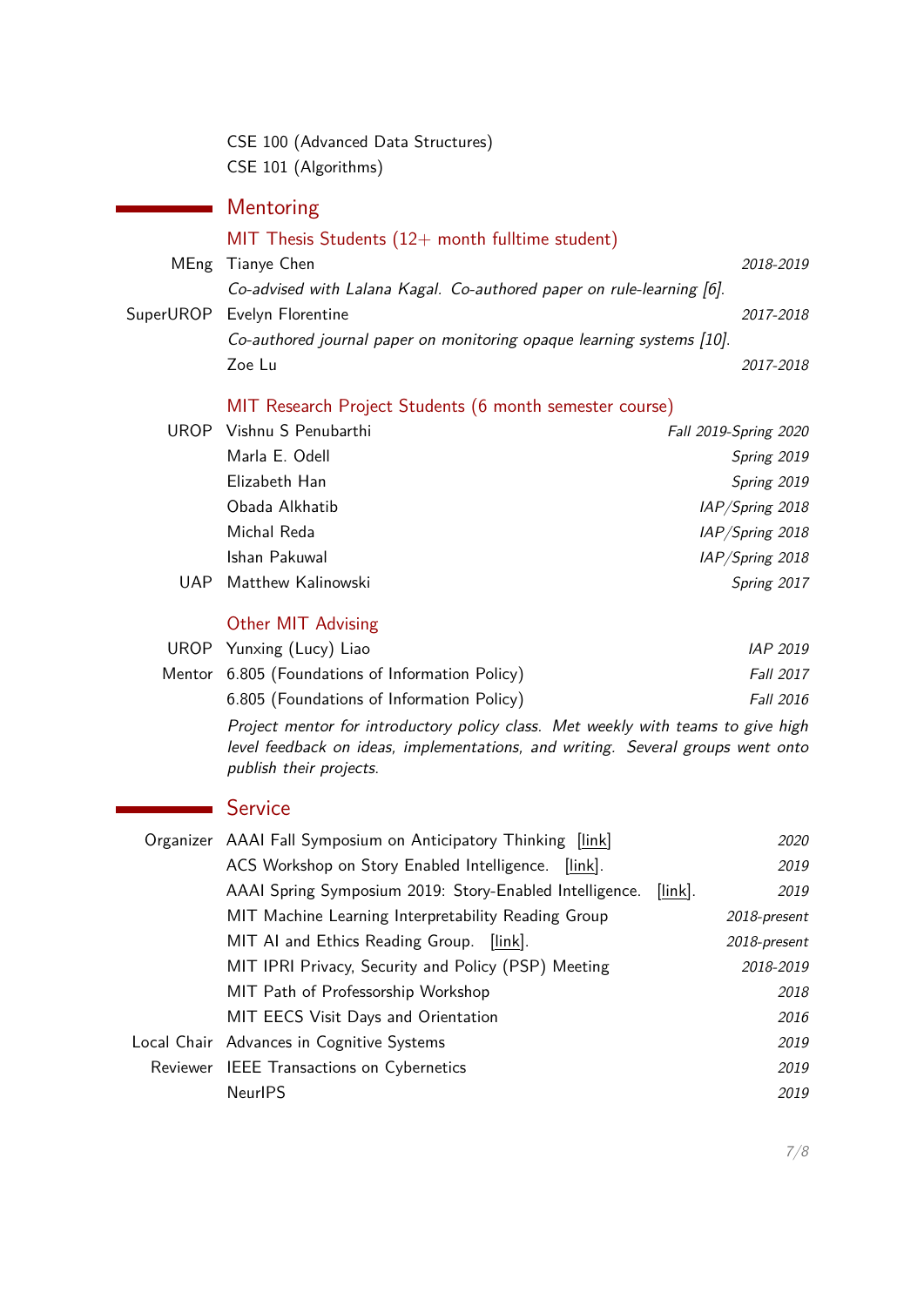CSE 100 (Advanced Data Structures)
CSE 101 (Algorithms)

## Mentoring

### MIT Thesis Students (12+ month fulltime student)

**MEng** Tianye Chen — *2018-2019*
*Co-advised with Lalana Kagal. Co-authored paper on rule-learning [6].*

**SuperUROP** Evelyn Florentine — *2017-2018*
*Co-authored journal paper on monitoring opaque learning systems [10].*

Zoe Lu — *2017-2018*

### MIT Research Project Students (6 month semester course)

**UROP** Vishnu S Penubarthi — *Fall 2019-Spring 2020*

Marla E. Odell — *Spring 2019*

Elizabeth Han — *Spring 2019*

Obada Alkhatib — *IAP/Spring 2018*

Michal Reda — *IAP/Spring 2018*

Ishan Pakuwal — *IAP/Spring 2018*

**UAP** Matthew Kalinowski — *Spring 2017*

### Other MIT Advising

**UROP** Yunxing (Lucy) Liao — *IAP 2019*

**Mentor** 6.805 (Foundations of Information Policy) — *Fall 2017*

6.805 (Foundations of Information Policy) — *Fall 2016*
*Project mentor for introductory policy class. Met weekly with teams to give high level feedback on ideas, implementations, and writing. Several groups went onto publish their projects.*

## Service

**Organizer** AAAI Fall Symposium on Anticipatory Thinking [link] — *2020*

ACS Workshop on Story Enabled Intelligence. [link]. — *2019*

AAAI Spring Symposium 2019: Story-Enabled Intelligence. [link]. — *2019*

MIT Machine Learning Interpretability Reading Group — *2018-present*

MIT AI and Ethics Reading Group. [link]. — *2018-present*

MIT IPRI Privacy, Security and Policy (PSP) Meeting — *2018-2019*

MIT Path of Professorship Workshop — *2018*

MIT EECS Visit Days and Orientation — *2016*

**Local Chair** Advances in Cognitive Systems — *2019*

**Reviewer** IEEE Transactions on Cybernetics — *2019*

NeurIPS — *2019*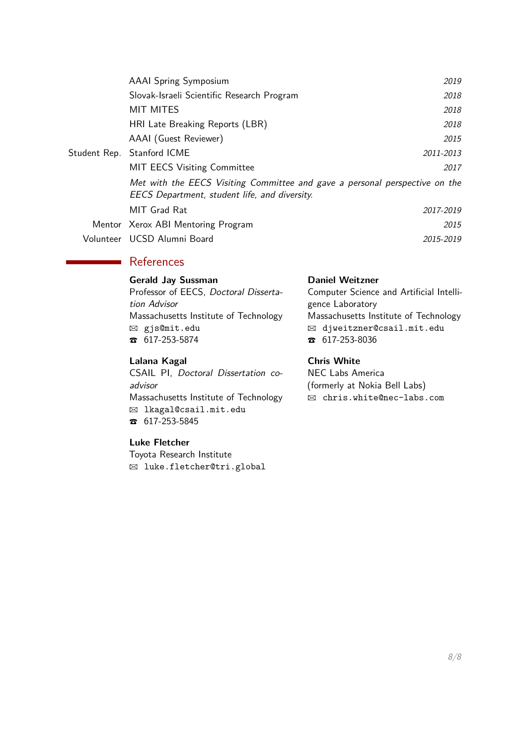| | | |
|---|---|---|
| | AAAI Spring Symposium | *2019* |
| | Slovak-Israeli Scientific Research Program | *2018* |
| | MIT MITES | *2018* |
| | HRI Late Breaking Reports (LBR) | *2018* |
| | AAAI (Guest Reviewer) | *2015* |
| Student Rep. | Stanford ICME | *2011-2013* |
| | MIT EECS Visiting Committee | *2017* |
| | *Met with the EECS Visiting Committee and gave a personal perspective on the EECS Department, student life, and diversity.* | |
| | MIT Grad Rat | *2017-2019* |
| Mentor | Xerox ABI Mentoring Program | *2015* |
| Volunteer | UCSD Alumni Board | *2015-2019* |

## References

**Gerald Jay Sussman**
Professor of EECS, *Doctoral Dissertation Advisor*
Massachusetts Institute of Technology
✉ gjs@mit.edu
☎ 617-253-5874

**Lalana Kagal**
CSAIL PI, *Doctoral Dissertation co-advisor*
Massachusetts Institute of Technology
✉ lkagal@csail.mit.edu
☎ 617-253-5845

**Luke Fletcher**
Toyota Research Institute
✉ luke.fletcher@tri.global

**Daniel Weitzner**
Computer Science and Artificial Intelligence Laboratory
Massachusetts Institute of Technology
✉ djweitzner@csail.mit.edu
☎ 617-253-8036

**Chris White**
NEC Labs America
(formerly at Nokia Bell Labs)
✉ chris.white@nec-labs.com